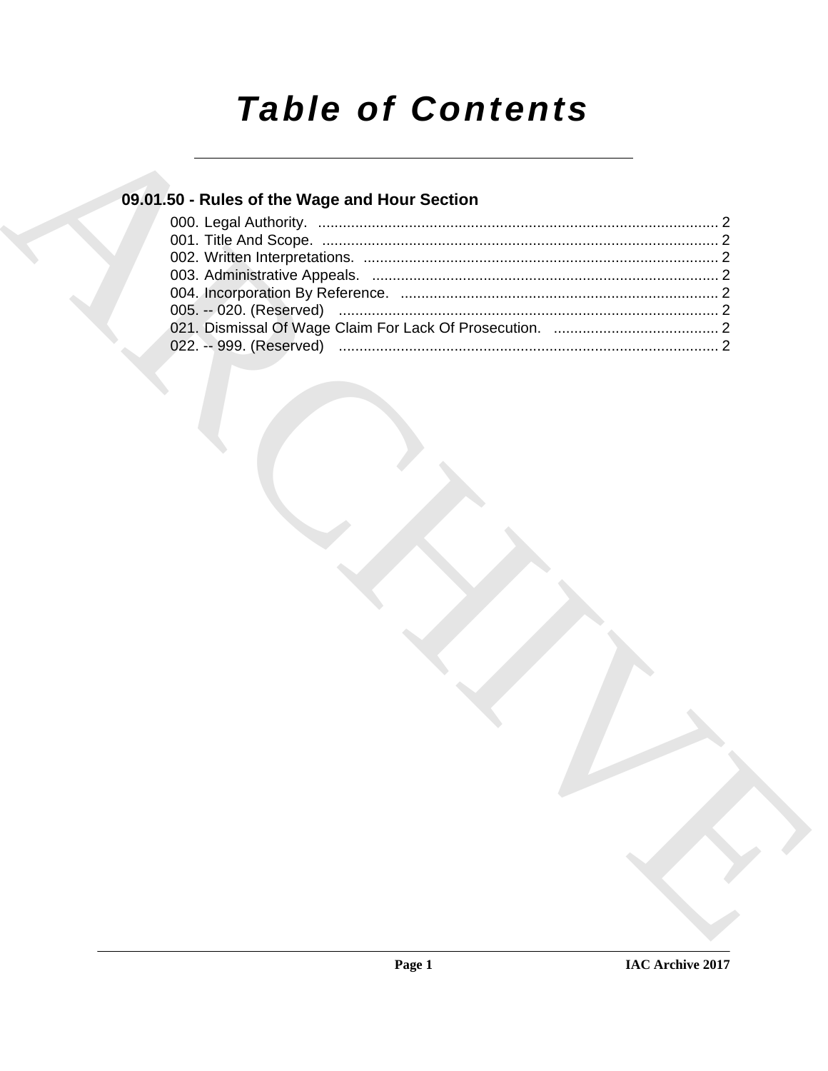# *Table of Contents*

## 09.01.50 - Rules of the Wage and Hour Section

000. Legal Authority. ................................................................................................. 2
001. Title And Scope. ................................................................................................ 2
002. Written Interpretations. ...................................................................................... 2
003. Administrative Appeals. .................................................................................... 2
004. Incorporation By Reference. ............................................................................. 2
005. -- 020. (Reserved) ............................................................................................ 2
021. Dismissal Of Wage Claim For Lack Of Prosecution. ........................................ 2
022. -- 999. (Reserved) ............................................................................................ 2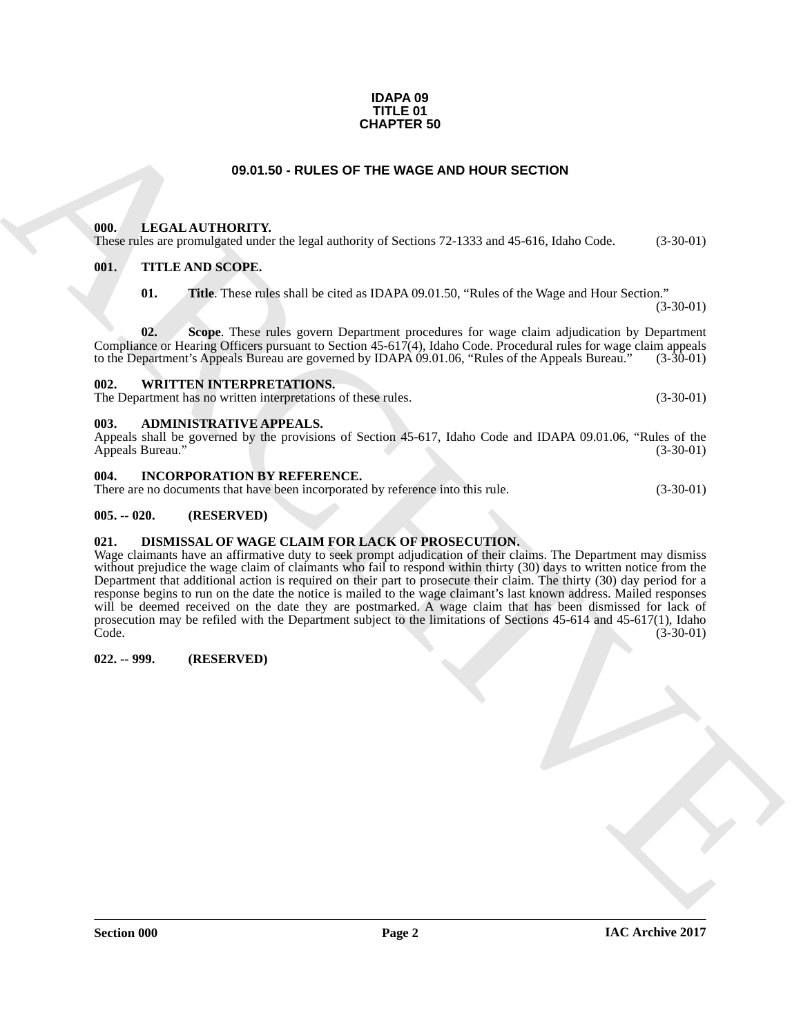**IDAPA 09**
**TITLE 01**
**CHAPTER 50**

# 09.01.50 - RULES OF THE WAGE AND HOUR SECTION

### 000. LEGAL AUTHORITY.

These rules are promulgated under the legal authority of Sections 72-1333 and 45-616, Idaho Code. (3-30-01)

### 001. TITLE AND SCOPE.

**01. Title**. These rules shall be cited as IDAPA 09.01.50, "Rules of the Wage and Hour Section." (3-30-01)

**02. Scope**. These rules govern Department procedures for wage claim adjudication by Department Compliance or Hearing Officers pursuant to Section 45-617(4), Idaho Code. Procedural rules for wage claim appeals to the Department's Appeals Bureau are governed by IDAPA 09.01.06, "Rules of the Appeals Bureau." (3-30-01)

### 002. WRITTEN INTERPRETATIONS.

The Department has no written interpretations of these rules. (3-30-01)

### 003. ADMINISTRATIVE APPEALS.

Appeals shall be governed by the provisions of Section 45-617, Idaho Code and IDAPA 09.01.06, "Rules of the Appeals Bureau." (3-30-01)

### 004. INCORPORATION BY REFERENCE.

There are no documents that have been incorporated by reference into this rule. (3-30-01)

### 005. -- 020. (RESERVED)

### 021. DISMISSAL OF WAGE CLAIM FOR LACK OF PROSECUTION.

Wage claimants have an affirmative duty to seek prompt adjudication of their claims. The Department may dismiss without prejudice the wage claim of claimants who fail to respond within thirty (30) days to written notice from the Department that additional action is required on their part to prosecute their claim. The thirty (30) day period for a response begins to run on the date the notice is mailed to the wage claimant's last known address. Mailed responses will be deemed received on the date they are postmarked. A wage claim that has been dismissed for lack of prosecution may be refiled with the Department subject to the limitations of Sections 45-614 and 45-617(1), Idaho Code. (3-30-01)

### 022. -- 999. (RESERVED)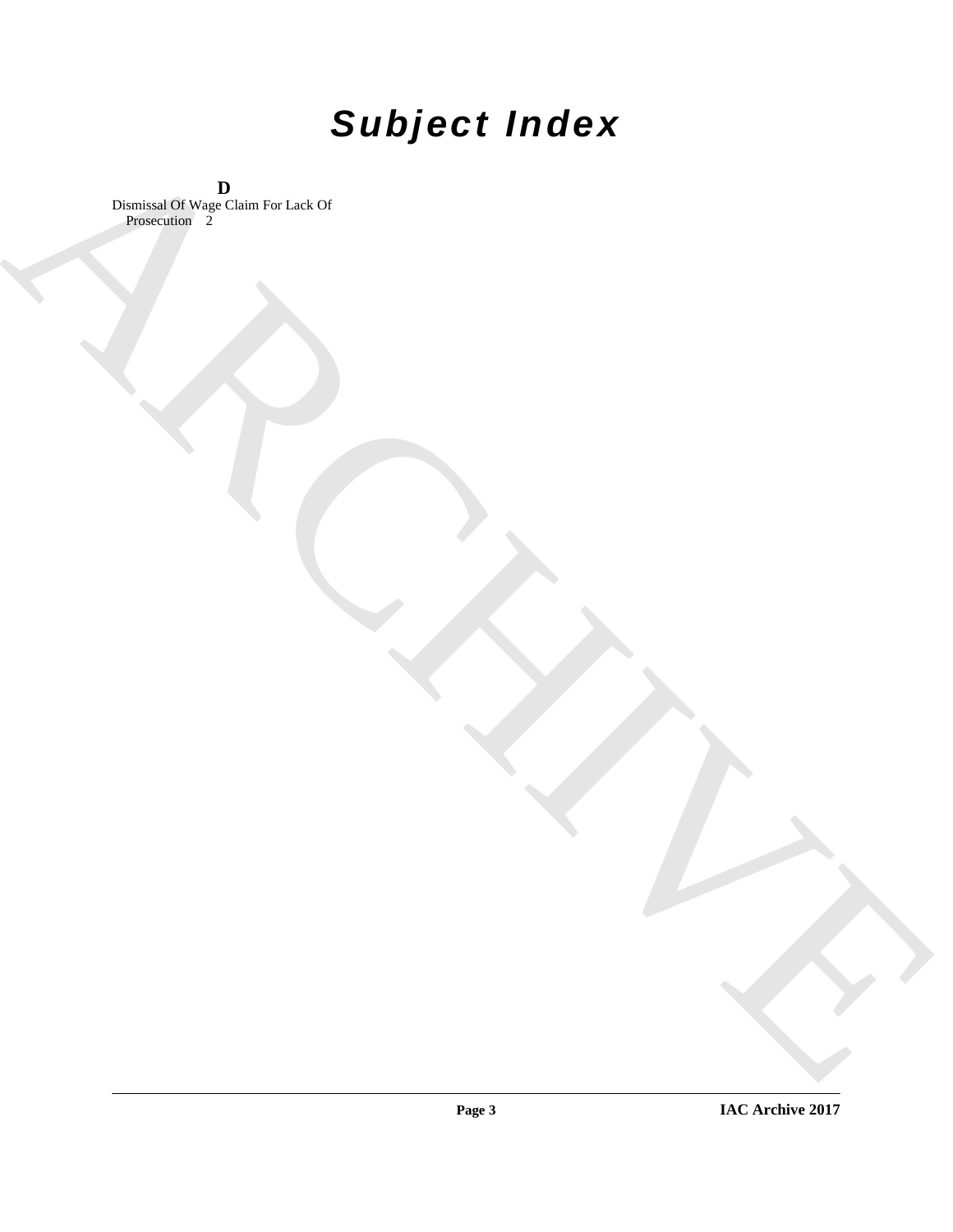# *Subject Index*

**D**

Dismissal Of Wage Claim For Lack Of Prosecution 2